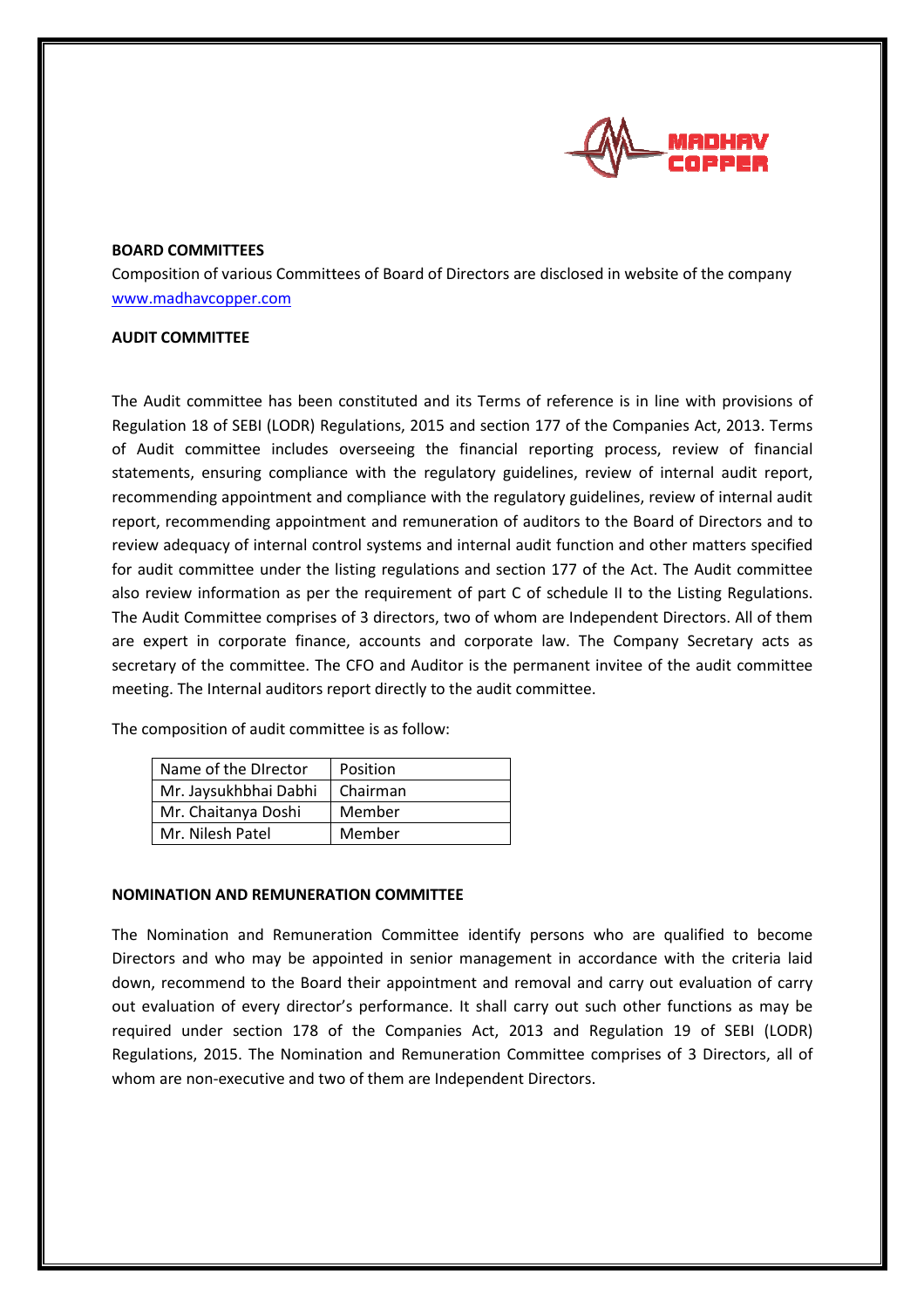**BOARD COMMITTEES**

Composition of various Committees of Board of Directors are disclosed in website of the company [www.madhavcopper.com](http://www.madhavcopper.com)

**AUDIT COMMITTEE**

The Audit committee has been constituted and its Terms of reference is in line with provisions of Regulation 18 of SEBI (LODR) Regulations, 2015 and section 177 of the Companies Act, 2013. Terms of Audit committee includes overseeing the financial reporting process, review of financial statements, ensuring compliance with the regulatory guidelines, review of internal audit report, recommending appointment and compliance with the regulatory guidelines, review of internal audit report, recommending appointment and remuneration of auditors to the Board of Directors and to review adequacy of internal control systems and internal audit function and other matters specified for audit committee under the listing regulations and section 177 of the Act. The Audit committee also review information as per the requirement of part C of schedule II to the Listing Regulations. The Audit Committee comprises of 3 directors, two of whom are Independent Directors. All of them are expert in corporate finance, accounts and corporate law. The Company Secretary acts as secretary of the committee. The CFO and Auditor is the permanent invitee of the audit committee meeting. The Internal auditors report directly to the audit committee.

The composition of audit committee is as follow:

| Name of the DIrector | Position |
|---|---|
| Mr. Jaysukhbhai Dabhi | Chairman |
| Mr. Chaitanya Doshi | Member |
| Mr. Nilesh Patel | Member |

**NOMINATION AND REMUNERATION COMMITTEE**

The Nomination and Remuneration Committee identify persons who are qualified to become Directors and who may be appointed in senior management in accordance with the criteria laid down, recommend to the Board their appointment and removal and carry out evaluation of carry out evaluation of every director's performance. It shall carry out such other functions as may be required under section 178 of the Companies Act, 2013 and Regulation 19 of SEBI (LODR) Regulations, 2015. The Nomination and Remuneration Committee comprises of 3 Directors, all of whom are non-executive and two of them are Independent Directors.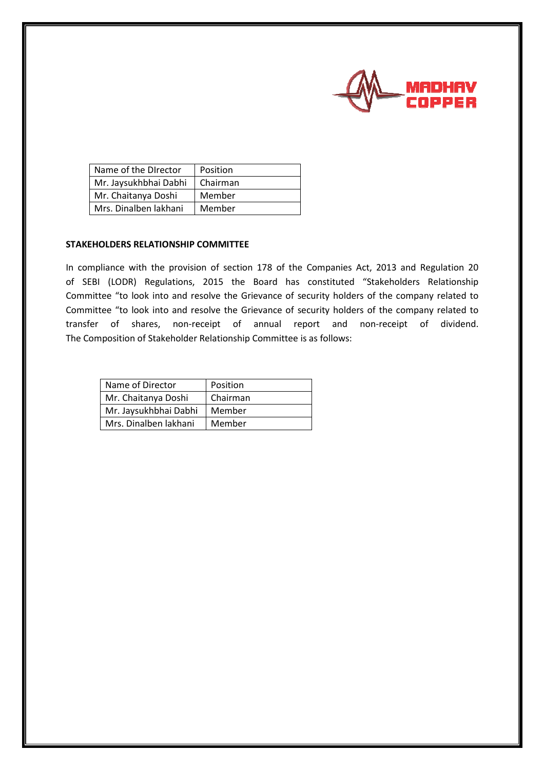| Name of the DIrector | Position |
| --- | --- |
| Mr. Jaysukhbhai Dabhi | Chairman |
| Mr. Chaitanya Doshi | Member |
| Mrs. Dinalben lakhani | Member |

**STAKEHOLDERS RELATIONSHIP COMMITTEE**

In compliance with the provision of section 178 of the Companies Act, 2013 and Regulation 20 of SEBI (LODR) Regulations, 2015 the Board has constituted "Stakeholders Relationship Committee "to look into and resolve the Grievance of security holders of the company related to Committee "to look into and resolve the Grievance of security holders of the company related to transfer of shares, non-receipt of annual report and non-receipt of dividend. The Composition of Stakeholder Relationship Committee is as follows:

| Name of Director | Position |
| --- | --- |
| Mr. Chaitanya Doshi | Chairman |
| Mr. Jaysukhbhai Dabhi | Member |
| Mrs. Dinalben lakhani | Member |